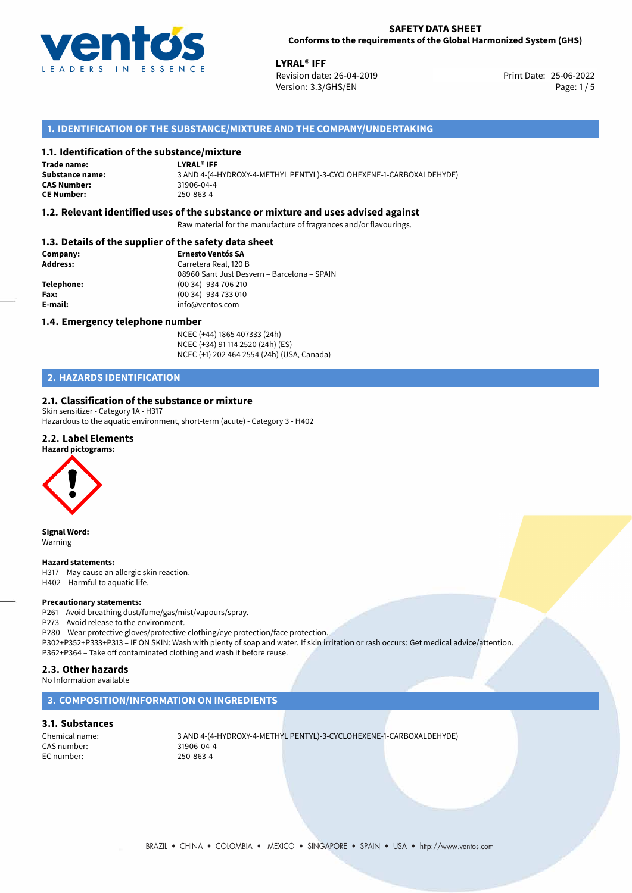**SAFETY DATA SHEET**
**Conforms to the requirements of the Global Harmonized System (GHS)**

**LYRAL® IFF**
Revision date: 26-04-2019
Version: 3.3/GHS/EN
Print Date: 25-06-2022

## 1. IDENTIFICATION OF THE SUBSTANCE/MIXTURE AND THE COMPANY/UNDERTAKING

### 1.1. Identification of the substance/mixture

**Trade name:** **LYRAL® IFF**
**Substance name:** 3 AND 4-(4-HYDROXY-4-METHYL PENTYL)-3-CYCLOHEXENE-1-CARBOXALDEHYDE)
**CAS Number:** 31906-04-4
**CE Number:** 250-863-4

### 1.2. Relevant identified uses of the substance or mixture and uses advised against

Raw material for the manufacture of fragrances and/or flavourings.

### 1.3. Details of the supplier of the safety data sheet

**Company:** **Ernesto Ventós SA**
**Address:** Carretera Real, 120 B
08960 Sant Just Desvern – Barcelona – SPAIN
**Telephone:** (00 34) 934 706 210
**Fax:** (00 34) 934 733 010
**E-mail:** info@ventos.com

### 1.4. Emergency telephone number

NCEC (+44) 1865 407333 (24h)
NCEC (+34) 91 114 2520 (24h) (ES)
NCEC (+1) 202 464 2554 (24h) (USA, Canada)

## 2. HAZARDS IDENTIFICATION

### 2.1. Classification of the substance or mixture

Skin sensitizer - Category 1A - H317
Hazardous to the aquatic environment, short-term (acute) - Category 3 - H402

### 2.2. Label Elements

**Hazard pictograms:**

**Signal Word:**
Warning

**Hazard statements:**
H317 – May cause an allergic skin reaction.
H402 – Harmful to aquatic life.

**Precautionary statements:**
P261 – Avoid breathing dust/fume/gas/mist/vapours/spray.
P273 – Avoid release to the environment.
P280 – Wear protective gloves/protective clothing/eye protection/face protection.
P302+P352+P333+P313 – IF ON SKIN: Wash with plenty of soap and water. If skin irritation or rash occurs: Get medical advice/attention.
P362+P364 – Take off contaminated clothing and wash it before reuse.

### 2.3. Other hazards

No Information available

## 3. COMPOSITION/INFORMATION ON INGREDIENTS

### 3.1. Substances

Chemical name: 3 AND 4-(4-HYDROXY-4-METHYL PENTYL)-3-CYCLOHEXENE-1-CARBOXALDEHYDE)
CAS number: 31906-04-4
EC number: 250-863-4

BRAZIL • CHINA • COLOMBIA • MEXICO • SINGAPORE • SPAIN • USA • http://www.ventos.com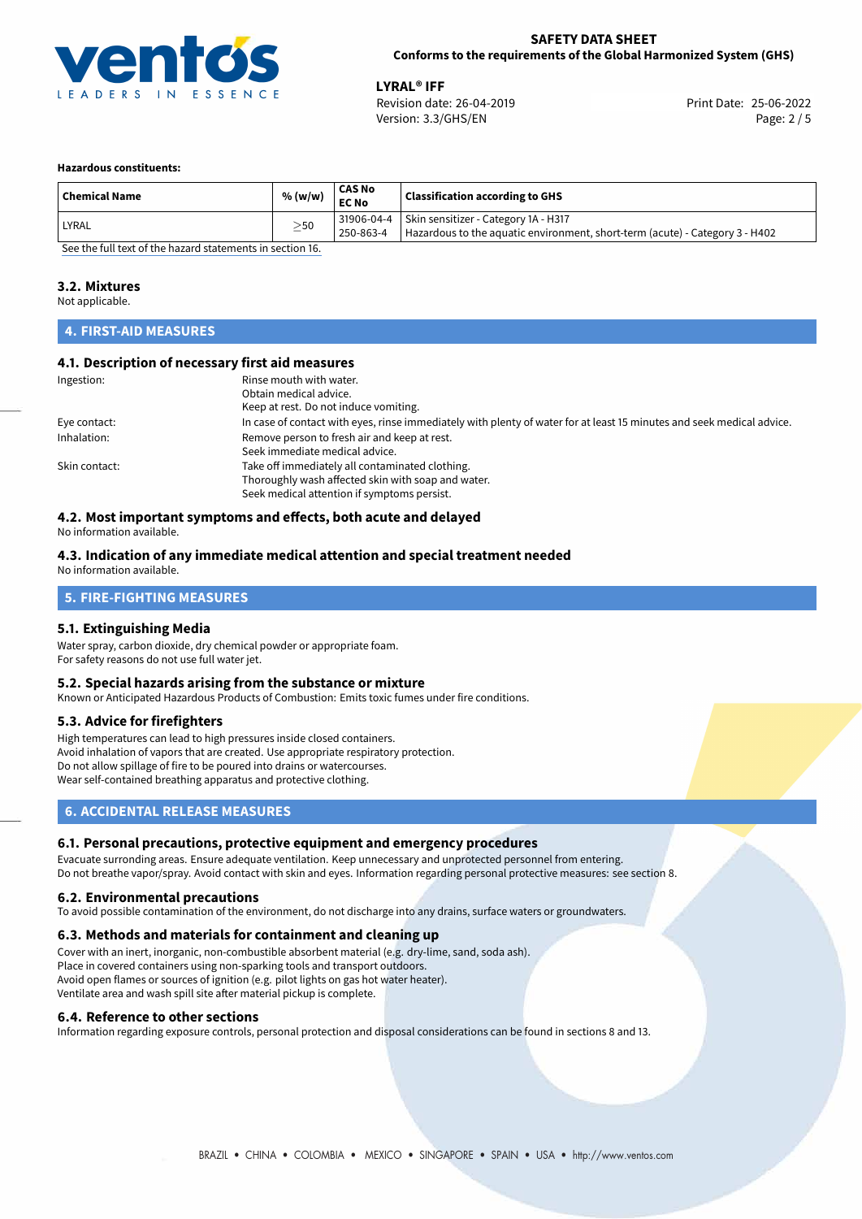**Hazardous constituents:**

| Chemical Name | % (w/w) | CAS No<br>EC No | Classification according to GHS |
|---|---|---|---|
| LYRAL | ≥50 | 31906-04-4<br>250-863-4 | Skin sensitizer - Category 1A - H317<br>Hazardous to the aquatic environment, short-term (acute) - Category 3 - H402 |

See the full text of the hazard statements in section 16.

### 3.2. Mixtures

Not applicable.

## 4. FIRST-AID MEASURES

### 4.1. Description of necessary first aid measures

Ingestion: Rinse mouth with water.
Obtain medical advice.
Keep at rest. Do not induce vomiting.

Eye contact: In case of contact with eyes, rinse immediately with plenty of water for at least 15 minutes and seek medical advice.

Inhalation: Remove person to fresh air and keep at rest.
Seek immediate medical advice.

Skin contact: Take off immediately all contaminated clothing.
Thoroughly wash affected skin with soap and water.
Seek medical attention if symptoms persist.

### 4.2. Most important symptoms and effects, both acute and delayed

No information available.

### 4.3. Indication of any immediate medical attention and special treatment needed

No information available.

## 5. FIRE-FIGHTING MEASURES

### 5.1. Extinguishing Media

Water spray, carbon dioxide, dry chemical powder or appropriate foam.
For safety reasons do not use full water jet.

### 5.2. Special hazards arising from the substance or mixture

Known or Anticipated Hazardous Products of Combustion: Emits toxic fumes under fire conditions.

### 5.3. Advice for firefighters

High temperatures can lead to high pressures inside closed containers.
Avoid inhalation of vapors that are created. Use appropriate respiratory protection.
Do not allow spillage of fire to be poured into drains or watercourses.
Wear self-contained breathing apparatus and protective clothing.

## 6. ACCIDENTAL RELEASE MEASURES

### 6.1. Personal precautions, protective equipment and emergency procedures

Evacuate surronding areas. Ensure adequate ventilation. Keep unnecessary and unprotected personnel from entering.
Do not breathe vapor/spray. Avoid contact with skin and eyes. Information regarding personal protective measures: see section 8.

### 6.2. Environmental precautions

To avoid possible contamination of the environment, do not discharge into any drains, surface waters or groundwaters.

### 6.3. Methods and materials for containment and cleaning up

Cover with an inert, inorganic, non-combustible absorbent material (e.g. dry-lime, sand, soda ash).
Place in covered containers using non-sparking tools and transport outdoors.
Avoid open flames or sources of ignition (e.g. pilot lights on gas hot water heater).
Ventilate area and wash spill site after material pickup is complete.

### 6.4. Reference to other sections

Information regarding exposure controls, personal protection and disposal considerations can be found in sections 8 and 13.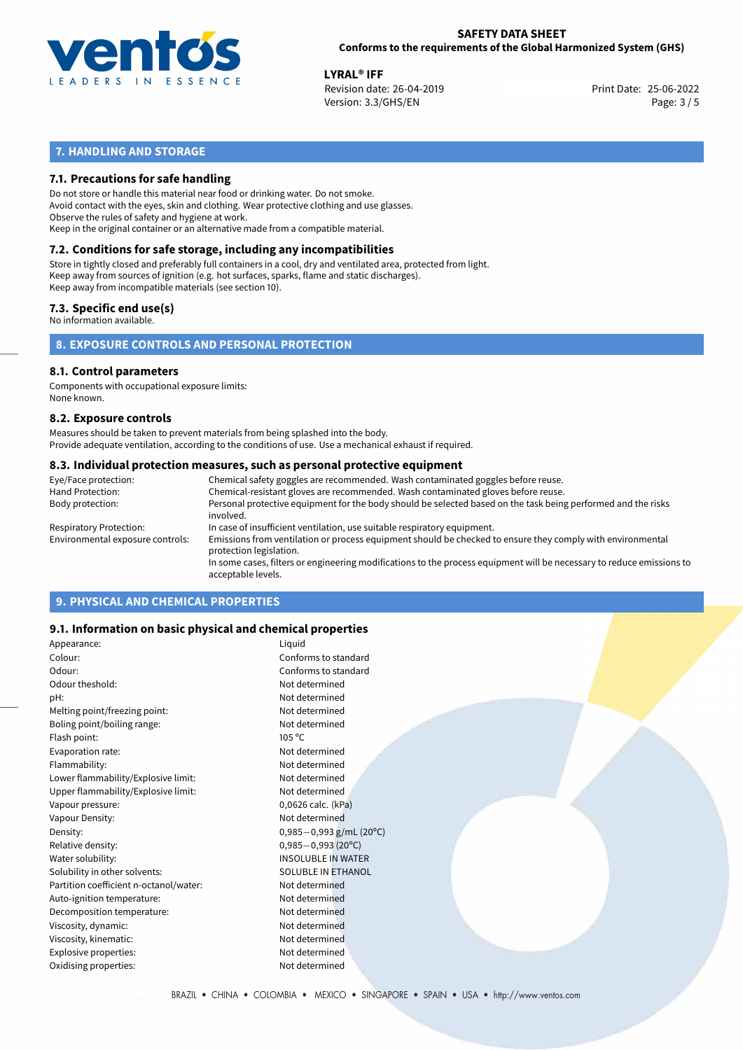## 7. HANDLING AND STORAGE

### 7.1. Precautions for safe handling

Do not store or handle this material near food or drinking water. Do not smoke.
Avoid contact with the eyes, skin and clothing. Wear protective clothing and use glasses.
Observe the rules of safety and hygiene at work.
Keep in the original container or an alternative made from a compatible material.

### 7.2. Conditions for safe storage, including any incompatibilities

Store in tightly closed and preferably full containers in a cool, dry and ventilated area, protected from light.
Keep away from sources of ignition (e.g. hot surfaces, sparks, flame and static discharges).
Keep away from incompatible materials (see section 10).

### 7.3. Specific end use(s)

No information available.

## 8. EXPOSURE CONTROLS AND PERSONAL PROTECTION

### 8.1. Control parameters

Components with occupational exposure limits:
None known.

### 8.2. Exposure controls

Measures should be taken to prevent materials from being splashed into the body.
Provide adequate ventilation, according to the conditions of use. Use a mechanical exhaust if required.

### 8.3. Individual protection measures, such as personal protective equipment

| | |
|---|---|
| Eye/Face protection: | Chemical safety goggles are recommended. Wash contaminated goggles before reuse. |
| Hand Protection: | Chemical-resistant gloves are recommended. Wash contaminated gloves before reuse. |
| Body protection: | Personal protective equipment for the body should be selected based on the task being performed and the risks involved. |
| Respiratory Protection: | In case of insufficient ventilation, use suitable respiratory equipment. |
| Environmental exposure controls: | Emissions from ventilation or process equipment should be checked to ensure they comply with environmental protection legislation. In some cases, filters or engineering modifications to the process equipment will be necessary to reduce emissions to acceptable levels. |

## 9. PHYSICAL AND CHEMICAL PROPERTIES

### 9.1. Information on basic physical and chemical properties

| | |
|---|---|
| Appearance: | Liquid |
| Colour: | Conforms to standard |
| Odour: | Conforms to standard |
| Odour theshold: | Not determined |
| pH: | Not determined |
| Melting point/freezing point: | Not determined |
| Boling point/boiling range: | Not determined |
| Flash point: | 105 °C |
| Evaporation rate: | Not determined |
| Flammability: | Not determined |
| Lower flammability/Explosive limit: | Not determined |
| Upper flammability/Explosive limit: | Not determined |
| Vapour pressure: | 0,0626 calc. (kPa) |
| Vapour Density: | Not determined |
| Density: | 0,985−0,993 g/mL (20°C) |
| Relative density: | 0,985−0,993 (20°C) |
| Water solubility: | INSOLUBLE IN WATER |
| Solubility in other solvents: | SOLUBLE IN ETHANOL |
| Partition coefficient n-octanol/water: | Not determined |
| Auto-ignition temperature: | Not determined |
| Decomposition temperature: | Not determined |
| Viscosity, dynamic: | Not determined |
| Viscosity, kinematic: | Not determined |
| Explosive properties: | Not determined |
| Oxidising properties: | Not determined |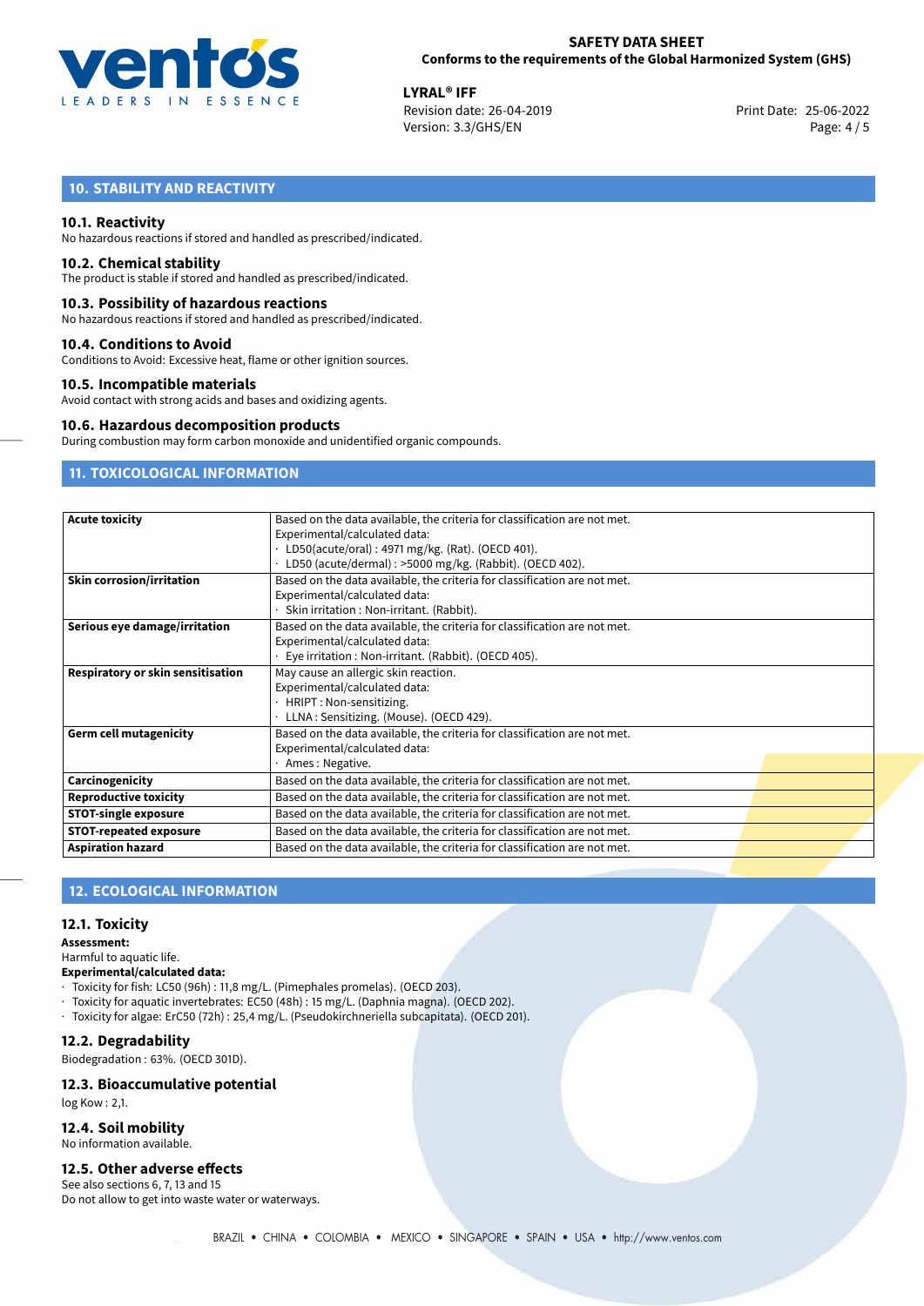## 10. STABILITY AND REACTIVITY

### 10.1. Reactivity

No hazardous reactions if stored and handled as prescribed/indicated.

### 10.2. Chemical stability

The product is stable if stored and handled as prescribed/indicated.

### 10.3. Possibility of hazardous reactions

No hazardous reactions if stored and handled as prescribed/indicated.

### 10.4. Conditions to Avoid

Conditions to Avoid: Excessive heat, flame or other ignition sources.

### 10.5. Incompatible materials

Avoid contact with strong acids and bases and oxidizing agents.

### 10.6. Hazardous decomposition products

During combustion may form carbon monoxide and unidentified organic compounds.

## 11. TOXICOLOGICAL INFORMATION

| | |
|---|---|
| **Acute toxicity** | Based on the data available, the criteria for classification are not met.<br>Experimental/calculated data:<br>· LD50(acute/oral) : 4971 mg/kg. (Rat). (OECD 401).<br>· LD50 (acute/dermal) : >5000 mg/kg. (Rabbit). (OECD 402). |
| **Skin corrosion/irritation** | Based on the data available, the criteria for classification are not met.<br>Experimental/calculated data:<br>· Skin irritation : Non-irritant. (Rabbit). |
| **Serious eye damage/irritation** | Based on the data available, the criteria for classification are not met.<br>Experimental/calculated data:<br>· Eye irritation : Non-irritant. (Rabbit). (OECD 405). |
| **Respiratory or skin sensitisation** | May cause an allergic skin reaction.<br>Experimental/calculated data:<br>· HRIPT : Non-sensitizing.<br>· LLNA : Sensitizing. (Mouse). (OECD 429). |
| **Germ cell mutagenicity** | Based on the data available, the criteria for classification are not met.<br>Experimental/calculated data:<br>· Ames : Negative. |
| **Carcinogenicity** | Based on the data available, the criteria for classification are not met. |
| **Reproductive toxicity** | Based on the data available, the criteria for classification are not met. |
| **STOT-single exposure** | Based on the data available, the criteria for classification are not met. |
| **STOT-repeated exposure** | Based on the data available, the criteria for classification are not met. |
| **Aspiration hazard** | Based on the data available, the criteria for classification are not met. |

## 12. ECOLOGICAL INFORMATION

### 12.1. Toxicity

**Assessment:**

Harmful to aquatic life.

**Experimental/calculated data:**

· Toxicity for fish: LC50 (96h) : 11,8 mg/L. (Pimephales promelas). (OECD 203).
· Toxicity for aquatic invertebrates: EC50 (48h) : 15 mg/L. (Daphnia magna). (OECD 202).
· Toxicity for algae: ErC50 (72h) : 25,4 mg/L. (Pseudokirchneriella subcapitata). (OECD 201).

### 12.2. Degradability

Biodegradation : 63%. (OECD 301D).

### 12.3. Bioaccumulative potential

log Kow : 2,1.

### 12.4. Soil mobility

No information available.

### 12.5. Other adverse effects

See also sections 6, 7, 13 and 15
Do not allow to get into waste water or waterways.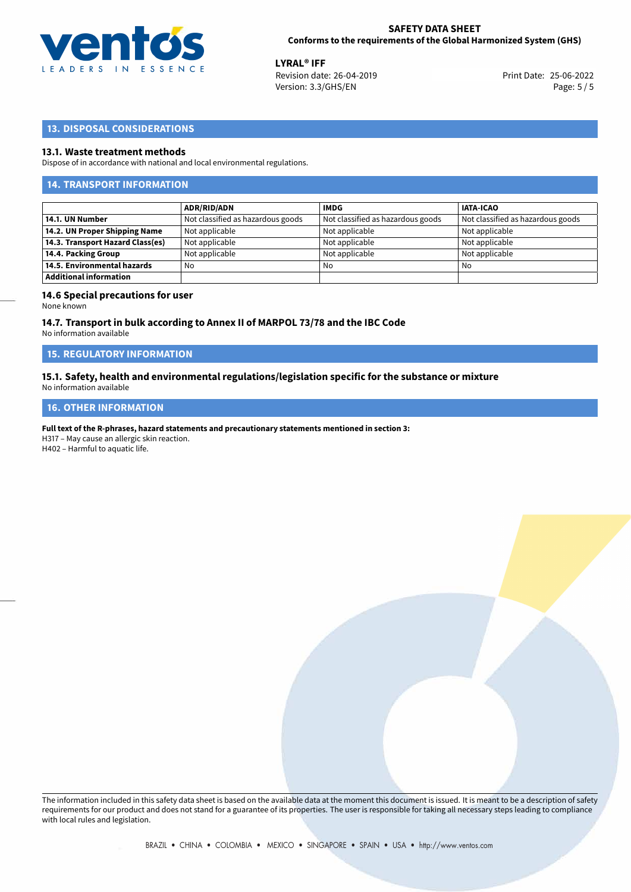## 13. DISPOSAL CONSIDERATIONS

### 13.1. Waste treatment methods

Dispose of in accordance with national and local environmental regulations.

## 14. TRANSPORT INFORMATION

| | ADR/RID/ADN | IMDG | IATA-ICAO |
|---|---|---|---|
| **14.1. UN Number** | Not classified as hazardous goods | Not classified as hazardous goods | Not classified as hazardous goods |
| **14.2. UN Proper Shipping Name** | Not applicable | Not applicable | Not applicable |
| **14.3. Transport Hazard Class(es)** | Not applicable | Not applicable | Not applicable |
| **14.4. Packing Group** | Not applicable | Not applicable | Not applicable |
| **14.5. Environmental hazards** | No | No | No |
| **Additional information** | | | |

### 14.6 Special precautions for user

None known

### 14.7. Transport in bulk according to Annex II of MARPOL 73/78 and the IBC Code

No information available

## 15. REGULATORY INFORMATION

### 15.1. Safety, health and environmental regulations/legislation specific for the substance or mixture

No information available

## 16. OTHER INFORMATION

**Full text of the R-phrases, hazard statements and precautionary statements mentioned in section 3:**

H317 – May cause an allergic skin reaction.
H402 – Harmful to aquatic life.

The information included in this safety data sheet is based on the available data at the moment this document is issued. It is meant to be a description of safety requirements for our product and does not stand for a guarantee of its properties. The user is responsible for taking all necessary steps leading to compliance with local rules and legislation.

BRAZIL • CHINA • COLOMBIA • MEXICO • SINGAPORE • SPAIN • USA • http://www.ventos.com